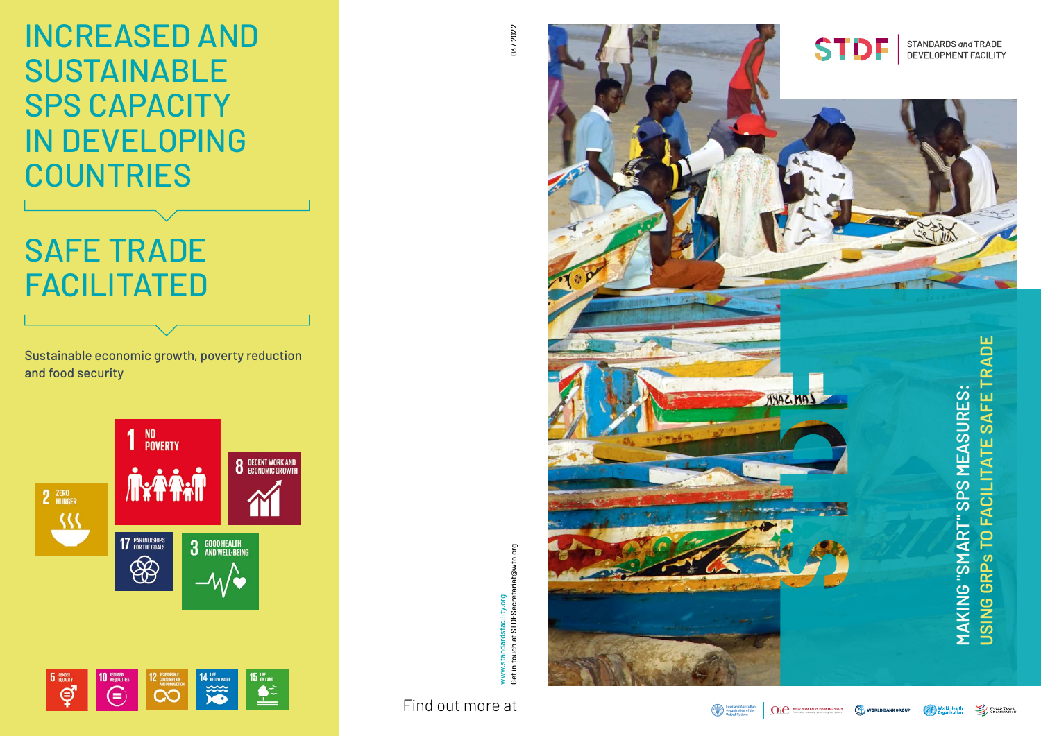# INCREASED AND SUSTAINABLE SPS CAPACITY IN DEVELOPING COUNTRIES

# SAFE TRADE FACILITATED

Sustainable economic growth, poverty reduction and food security

1 NO POVERTY

8 DECENT WORK AND ECONOMIC GROWTH

2 ZERO HUNGER

17 PARTNERSHIPS FOR THE GOALS

3 GOOD HEALTH AND WELL-BEING

5 GENDER EQUALITY

10 REDUCED INEQUALITIES

12 RESPONSIBLE CONSUMPTION AND PRODUCTION

14 LIFE BELOW WATER

15 LIFE ON LAND

03 / 2022

Find out more at

www.standardsfacility.org

Get in touch at STDFSecretariat@wto.org

STDF STANDARDS *and* TRADE DEVELOPMENT FACILITY

# MAKING "SMART" SPS MEASURES: USING GRPs TO FACILITATE SAFE TRADE

Food and Agriculture Organization of the United Nations | OIE World Organisation for Animal Health | World Bank Group | World Health Organization | World Trade Organization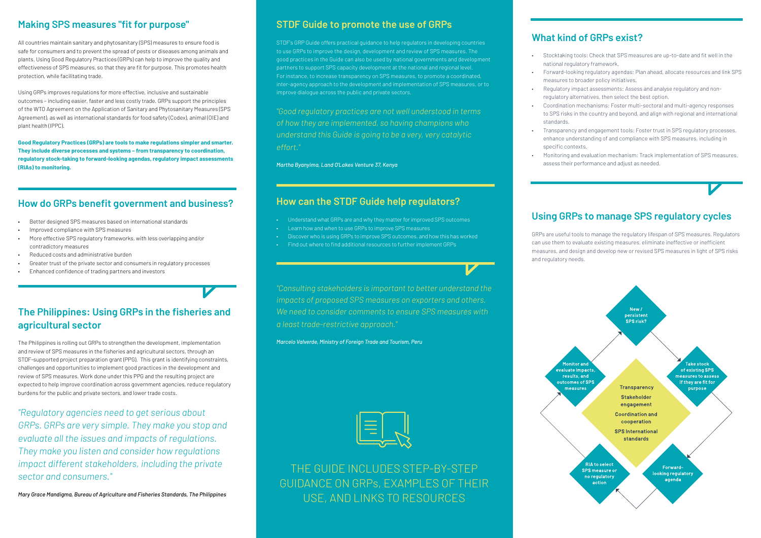## Making SPS measures "fit for purpose"

All countries maintain sanitary and phytosanitary (SPS) measures to ensure food is safe for consumers and to prevent the spread of pests or diseases among animals and plants. Using Good Regulatory Practices (GRPs) can help to improve the quality and effectiveness of SPS measures, so that they are fit for purpose. This promotes health protection, while facilitating trade.

Using GRPs improves regulations for more effective, inclusive and sustainable outcomes – including easier, faster and less costly trade. GRPs support the principles of the WTO Agreement on the Application of Sanitary and Phytosanitary Measures (SPS Agreement), as well as international standards for food safety (Codex), animal (OIE) and plant health (IPPC).

**Good Regulatory Practices (GRPs) are tools to make regulations simpler and smarter. They include diverse processes and systems – from transparency to coordination, regulatory stock-taking to forward-looking agendas, regulatory impact assessments (RIAs) to monitoring.**

## How do GRPs benefit government and business?

- Better designed SPS measures based on international standards
- Improved compliance with SPS measures
- More effective SPS regulatory frameworks, with less overlapping and/or contradictory measures
- Reduced costs and administrative burden
- Greater trust of the private sector and consumers in regulatory processes
- Enhanced confidence of trading partners and investors

## The Philippines: Using GRPs in the fisheries and agricultural sector

The Philippines is rolling out GRPs to strengthen the development, implementation and review of SPS measures in the fisheries and agricultural sectors, through an STDF-supported project preparation grant (PPG). This grant is identifying constraints, challenges and opportunities to implement good practices in the development and review of SPS measures. Work done under this PPG and the resulting project are expected to help improve coordination across government agencies, reduce regulatory burdens for the public and private sectors, and lower trade costs.

*"Regulatory agencies need to get serious about GRPs. GRPs are very simple. They make you stop and evaluate all the issues and impacts of regulations. They make you listen and consider how regulations impact different stakeholders, including the private sector and consumers."*

*Mary Grace Mandigma, Bureau of Agriculture and Fisheries Standards, The Philippines*

## STDF Guide to promote the use of GRPs

STDF's GRP Guide offers practical guidance to help regulators in developing countries to use GRPs to improve the design, development and review of SPS measures. The good practices in the Guide can also be used by national governments and development partners to support SPS capacity development at the national and regional level. For instance, to increase transparency on SPS measures, to promote a coordinated, inter-agency approach to the development and implementation of SPS measures, or to improve dialogue across the public and private sectors.

*"Good regulatory practices are not well understood in terms of how they are implemented, so having champions who understand this Guide is going to be a very, very catalytic effort."*

*Martha Byanyima, Land O'Lakes Venture 37, Kenya*

## How can the STDF Guide help regulators?

- Understand what GRPs are and why they matter for improved SPS outcomes
- Learn how and when to use GRPs to improve SPS measures
- Discover who is using GRPs to improve SPS outcomes, and how this has worked
- Find out where to find additional resources to further implement GRPs

*"Consulting stakeholders is important to better understand the impacts of proposed SPS measures on exporters and others. We need to consider comments to ensure SPS measures with a least trade-restrictive approach."*

*Marcelo Valverde, Ministry of Foreign Trade and Tourism, Peru*

THE GUIDE INCLUDES STEP-BY-STEP GUIDANCE ON GRPs, EXAMPLES OF THEIR USE, AND LINKS TO RESOURCES

## What kind of GRPs exist?

- Stocktaking tools: Check that SPS measures are up-to-date and fit well in the national regulatory framework.
- Forward-looking regulatory agendas: Plan ahead, allocate resources and link SPS measures to broader policy initiatives.
- Regulatory impact assessments: Assess and analyse regulatory and non-regulatory alternatives, then select the best option.
- Coordination mechanisms: Foster multi-sectoral and multi-agency responses to SPS risks in the country and beyond, and align with regional and international standards.
- Transparency and engagement tools: Foster trust in SPS regulatory processes, enhance understanding of and compliance with SPS measures, including in specific contexts.
- Monitoring and evaluation mechanism: Track implementation of SPS measures, assess their performance and adjust as needed.

## Using GRPs to manage SPS regulatory cycles

GRPs are useful tools to manage the regulatory lifespan of SPS measures. Regulators can use them to evaluate existing measures, eliminate ineffective or inefficient measures, and design and develop new or revised SPS measures in light of SPS risks and regulatory needs.

New / persistent SPS risk?

Take stock of existing SPS measures to assess if they are fit for purpose

Forward-looking regulatory agenda

RIA to select SPS measure or no regulatory action

Monitor and evaluate impacts, results, and outcomes of SPS measures

Transparency

Stakeholder engagement

Coordination and cooperation

SPS International standards